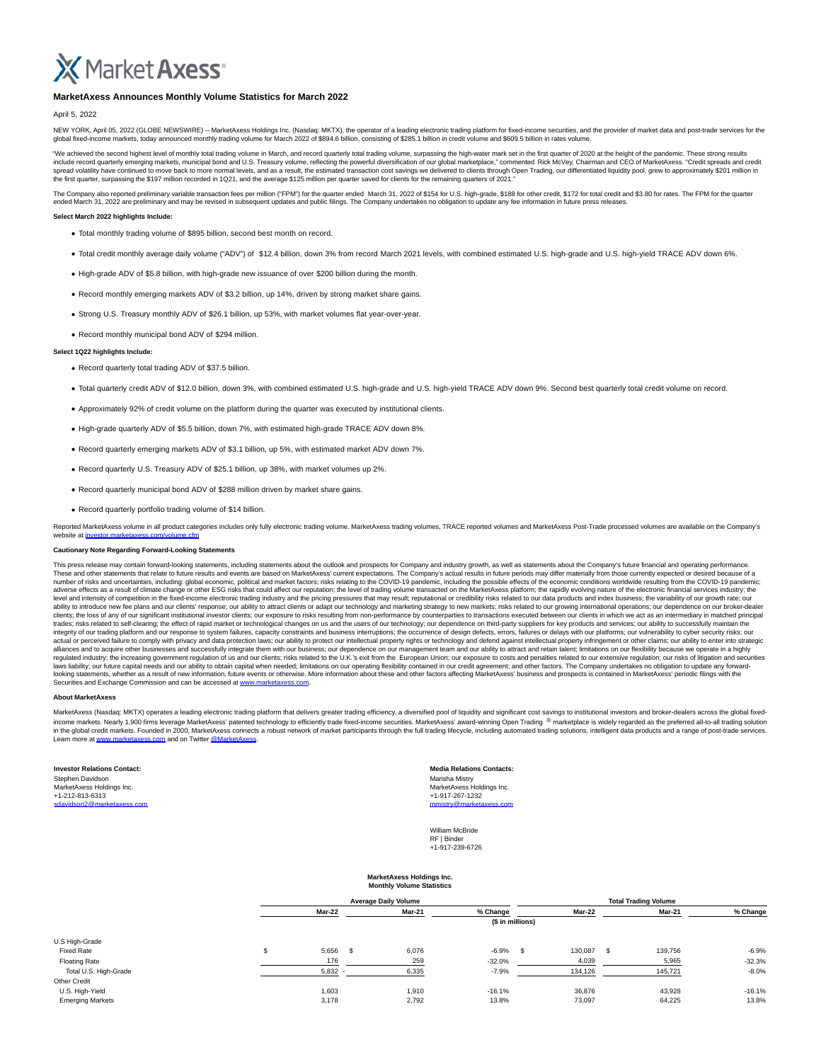# MarketAxess Announces Monthly Volume Statistics for March 2022

April 5, 2022

NEW YORK, April 05, 2022 (GLOBE NEWSWIRE) -- MarketAxess Holdings Inc. (Nasdaq: MKTX), the operator of a leading electronic trading platform for fixed-income securities, and the provider of market data and post-trade services for the global fixed-income markets, today announced monthly trading volume for March 2022 of $894.6 billion, consisting of $285.1 billion in credit volume and $609.5 billion in rates volume.

"We achieved the second highest level of monthly total trading volume in March, and record quarterly total trading volume, surpassing the high-water mark set in the first quarter of 2020 at the height of the pandemic. These strong results include record quarterly emerging markets, municipal bond and U.S. Treasury volume, reflecting the powerful diversification of our global marketplace," commented Rick McVey, Chairman and CEO of MarketAxess. "Credit spreads and credit spread volatility have continued to move back to more normal levels, and as a result, the estimated transaction cost savings we delivered to clients through Open Trading, our differentiated liquidity pool, grew to approximately $201 million in the first quarter, surpassing the $197 million recorded in 1Q21, and the average $125 million per quarter saved for clients for the remaining quarters of 2021."

The Company also reported preliminary variable transaction fees per million ("FPM") for the quarter ended March 31, 2022 of $154 for U.S. high-grade, $188 for other credit, $172 for total credit and $3.80 for rates. The FPM for the quarter ended March 31, 2022 are preliminary and may be revised in subsequent updates and public filings. The Company undertakes no obligation to update any fee information in future press releases.

**Select March 2022 highlights Include:**

- Total monthly trading volume of $895 billion, second best month on record.
- Total credit monthly average daily volume ("ADV") of $12.4 billion, down 3% from record March 2021 levels, with combined estimated U.S. high-grade and U.S. high-yield TRACE ADV down 6%.
- High-grade ADV of $5.8 billion, with high-grade new issuance of over $200 billion during the month.
- Record monthly emerging markets ADV of $3.2 billion, up 14%, driven by strong market share gains.
- Strong U.S. Treasury monthly ADV of $26.1 billion, up 53%, with market volumes flat year-over-year.
- Record monthly municipal bond ADV of $294 million.

**Select 1Q22 highlights Include:**

- Record quarterly total trading ADV of $37.5 billion.
- Total quarterly credit ADV of $12.0 billion, down 3%, with combined estimated U.S. high-grade and U.S. high-yield TRACE ADV down 9%. Second best quarterly total credit volume on record.
- Approximately 92% of credit volume on the platform during the quarter was executed by institutional clients.
- High-grade quarterly ADV of $5.5 billion, down 7%, with estimated high-grade TRACE ADV down 8%.
- Record quarterly emerging markets ADV of $3.1 billion, up 5%, with estimated market ADV down 7%.
- Record quarterly U.S. Treasury ADV of $25.1 billion, up 38%, with market volumes up 2%.
- Record quarterly municipal bond ADV of $288 million driven by market share gains.
- Record quarterly portfolio trading volume of $14 billion.

Reported MarketAxess volume in all product categories includes only fully electronic trading volume. MarketAxess trading volumes, TRACE reported volumes and MarketAxess Post-Trade processed volumes are available on the Company's website at investor.marketaxess.com/volume.cfm

**Cautionary Note Regarding Forward-Looking Statements**

This press release may contain forward-looking statements, including statements about the outlook and prospects for Company and industry growth, as well as statements about the Company's future financial and operating performance. These and other statements that relate to future results and events are based on MarketAxess' current expectations. The Company's actual results in future periods may differ materially from those currently expected or desired because of a number of risks and uncertainties, including: global economic, political and market factors; risks relating to the COVID-19 pandemic, including the possible effects of the economic conditions worldwide resulting from the COVID-19 pandemic; adverse effects as a result of climate change or other ESG risks that could affect our reputation; the level of trading volume transacted on the MarketAxess platform; the rapidly evolving nature of the electronic financial services industry; the level and intensity of competition in the fixed-income electronic trading industry and the pricing pressures that may result; reputational or credibility risks related to our data products and index business; the variability of our growth rate; our ability to introduce new fee plans and our clients' response; our ability to attract clients or adapt our technology and marketing strategy to new markets; risks related to our growing international operations; our dependence on our broker-dealer clients; the loss of any of our significant institutional investor clients; our exposure to risks resulting from non-performance by counterparties to transactions executed between our clients in which we act as an intermediary in matched principal trades; risks related to self-clearing; the effect of rapid market or technological changes on us and the users of our technology; our dependence on third-party suppliers for key products and services; our ability to successfully maintain the integrity of our trading platform and our response to system failures, capacity constraints and business interruptions; the occurrence of design defects, errors, failures or delays with our platforms; our vulnerability to cyber security risks; our actual or perceived failure to comply with privacy and data protection laws; our ability to protect our intellectual property rights or technology and defend against intellectual property infringement or other claims; our ability to enter into strategic alliances and to acquire other businesses and successfully integrate them with our business; our dependence on our management team and our ability to attract and retain talent; limitations on our flexibility because we operate in a highly regulated industry; the increasing government regulation of us and our clients; risks related to the U.K.'s exit from the European Union; our exposure to costs and penalties related to our extensive regulation; our risks of litigation and securities laws liability; our future capital needs and our ability to obtain capital when needed; limitations on our operating flexibility contained in our credit agreement; and other factors. The Company undertakes no obligation to update any forward-looking statements, whether as a result of new information, future events or otherwise. More information about these and other factors affecting MarketAxess' business and prospects is contained in MarketAxess' periodic filings with the Securities and Exchange Commission and can be accessed at www.marketaxess.com.

**About MarketAxess**

MarketAxess (Nasdaq: MKTX) operates a leading electronic trading platform that delivers greater trading efficiency, a diversified pool of liquidity and significant cost savings to institutional investors and broker-dealers across the global fixed-income markets. Nearly 1,900 firms leverage MarketAxess' patented technology to efficiently trade fixed-income securities. MarketAxess' award-winning Open Trading ® marketplace is widely regarded as the preferred all-to-all trading solution in the global credit markets. Founded in 2000, MarketAxess connects a robust network of market participants through the full trading lifecycle, including automated trading solutions, intelligent data products and a range of post-trade services. Learn more at www.marketaxess.com and on Twitter @MarketAxess.

**Investor Relations Contact:**
Stephen Davidson
MarketAxess Holdings Inc.
+1-212-813-6313
sdavidson2@marketaxess.com

**Media Relations Contacts:**
Marisha Mistry
MarketAxess Holdings Inc.
+1-917-267-1232
mmistry@marketaxess.com

William McBride
RF | Binder
+1-917-239-6726

**MarketAxess Holdings Inc.**
**Monthly Volume Statistics**

| | Average Daily Volume | | | Total Trading Volume | | |
|---|---|---|---|---|---|---|
| | Mar-22 | Mar-21 | % Change | Mar-22 | Mar-21 | % Change |
| | | | ($ in millions) | | | |
| U.S High-Grade | | | | | | |
| Fixed Rate | $ 5,656 | $ 6,076 | -6.9% | $ 130,087 | $ 139,756 | -6.9% |
| Floating Rate | 176 | 259 | -32.0% | 4,039 | 5,965 | -32.3% |
| Total U.S. High-Grade | 5,832 | 6,335 | -7.9% | 134,126 | 145,721 | -8.0% |
| Other Credit | | | | | | |
| U.S. High-Yield | 1,603 | 1,910 | -16.1% | 36,876 | 43,928 | -16.1% |
| Emerging Markets | 3,178 | 2,792 | 13.8% | 73,097 | 64,225 | 13.8% |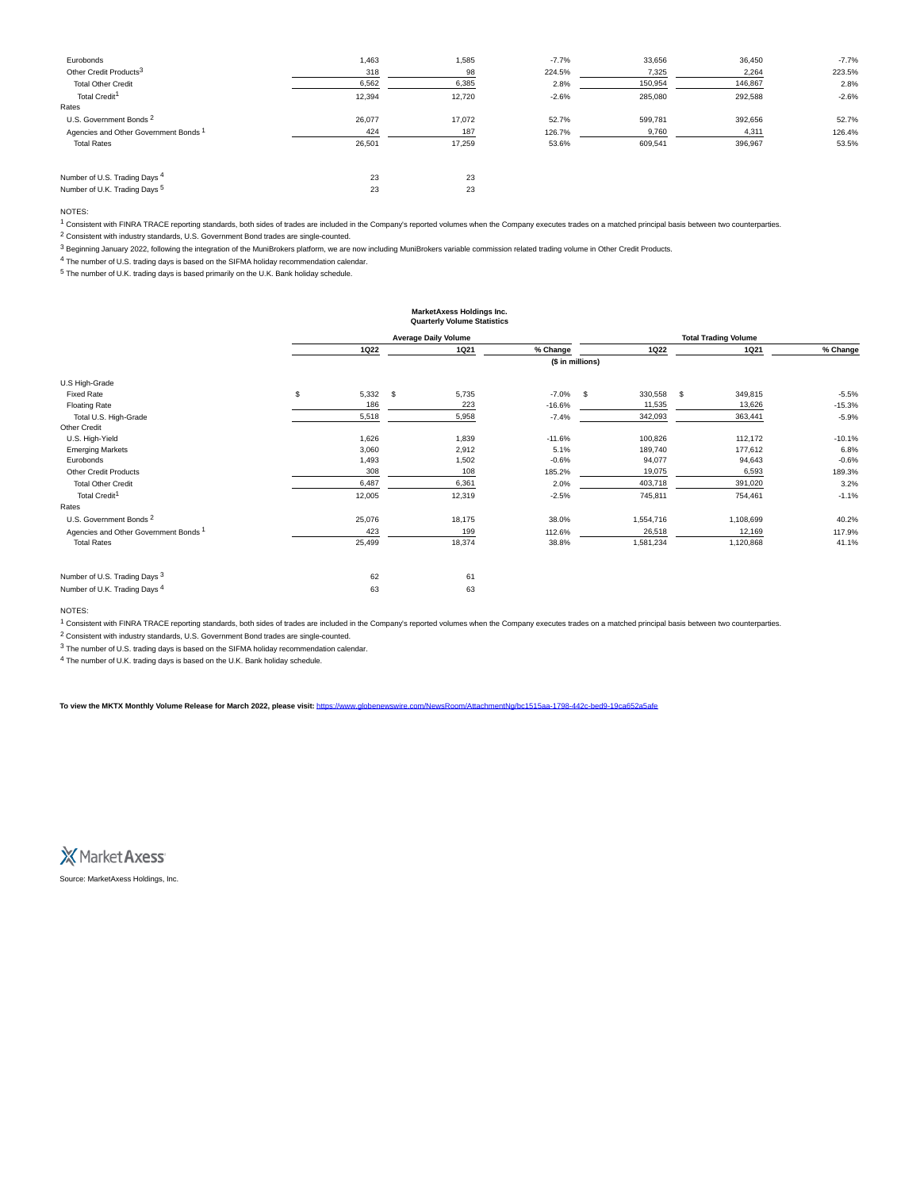| | | | | | | |
|---|---|---|---|---|---|---|
| Eurobonds | 1,463 | 1,585 | -7.7% | 33,656 | 36,450 | -7.7% |
| Other Credit Products[3] | 318 | 98 | 224.5% | 7,325 | 2,264 | 223.5% |
| Total Other Credit | 6,562 | 6,385 | 2.8% | 150,954 | 146,867 | 2.8% |
| Total Credit[1] | 12,394 | 12,720 | -2.6% | 285,080 | 292,588 | -2.6% |
| Rates | | | | | | |
| U.S. Government Bonds [2] | 26,077 | 17,072 | 52.7% | 599,781 | 392,656 | 52.7% |
| Agencies and Other Government Bonds [1] | 424 | 187 | 126.7% | 9,760 | 4,311 | 126.4% |
| Total Rates | 26,501 | 17,259 | 53.6% | 609,541 | 396,967 | 53.5% |
| | | | | | | |
| Number of U.S. Trading Days [4] | 23 | 23 | | | | |
| Number of U.K. Trading Days [5] | 23 | 23 | | | | |

NOTES:

[1] Consistent with FINRA TRACE reporting standards, both sides of trades are included in the Company's reported volumes when the Company executes trades on a matched principal basis between two counterparties.

[2] Consistent with industry standards, U.S. Government Bond trades are single-counted.

[3] Beginning January 2022, following the integration of the MuniBrokers platform, we are now including MuniBrokers variable commission related trading volume in Other Credit Products.

[4] The number of U.S. trading days is based on the SIFMA holiday recommendation calendar.

[5] The number of U.K. trading days is based primarily on the U.K. Bank holiday schedule.

**MarketAxess Holdings Inc.**
**Quarterly Volume Statistics**

| | Average Daily Volume | | | Total Trading Volume | | |
|---|---|---|---|---|---|---|
| | 1Q22 | 1Q21 | % Change | 1Q22 | 1Q21 | % Change |
| | | | ($ in millions) | | | |
| U.S High-Grade | | | | | | |
| Fixed Rate | $ 5,332 | $ 5,735 | -7.0% | $ 330,558 | $ 349,815 | -5.5% |
| Floating Rate | 186 | 223 | -16.6% | 11,535 | 13,626 | -15.3% |
| Total U.S. High-Grade | 5,518 | 5,958 | -7.4% | 342,093 | 363,441 | -5.9% |
| Other Credit | | | | | | |
| U.S. High-Yield | 1,626 | 1,839 | -11.6% | 100,826 | 112,172 | -10.1% |
| Emerging Markets | 3,060 | 2,912 | 5.1% | 189,740 | 177,612 | 6.8% |
| Eurobonds | 1,493 | 1,502 | -0.6% | 94,077 | 94,643 | -0.6% |
| Other Credit Products | 308 | 108 | 185.2% | 19,075 | 6,593 | 189.3% |
| Total Other Credit | 6,487 | 6,361 | 2.0% | 403,718 | 391,020 | 3.2% |
| Total Credit[1] | 12,005 | 12,319 | -2.5% | 745,811 | 754,461 | -1.1% |
| Rates | | | | | | |
| U.S. Government Bonds [2] | 25,076 | 18,175 | 38.0% | 1,554,716 | 1,108,699 | 40.2% |
| Agencies and Other Government Bonds [1] | 423 | 199 | 112.6% | 26,518 | 12,169 | 117.9% |
| Total Rates | 25,499 | 18,374 | 38.8% | 1,581,234 | 1,120,868 | 41.1% |
| | | | | | | |
| Number of U.S. Trading Days [3] | 62 | 61 | | | | |
| Number of U.K. Trading Days [4] | 63 | 63 | | | | |

NOTES:

[1] Consistent with FINRA TRACE reporting standards, both sides of trades are included in the Company's reported volumes when the Company executes trades on a matched principal basis between two counterparties.

[2] Consistent with industry standards, U.S. Government Bond trades are single-counted.

[3] The number of U.S. trading days is based on the SIFMA holiday recommendation calendar.

[4] The number of U.K. trading days is based on the U.K. Bank holiday schedule.

**To view the MKTX Monthly Volume Release for March 2022, please visit:** https://www.globenewswire.com/NewsRoom/AttachmentNg/bc1515aa-1798-442c-bed9-19ca652a5afe

MarketAxess

Source: MarketAxess Holdings, Inc.